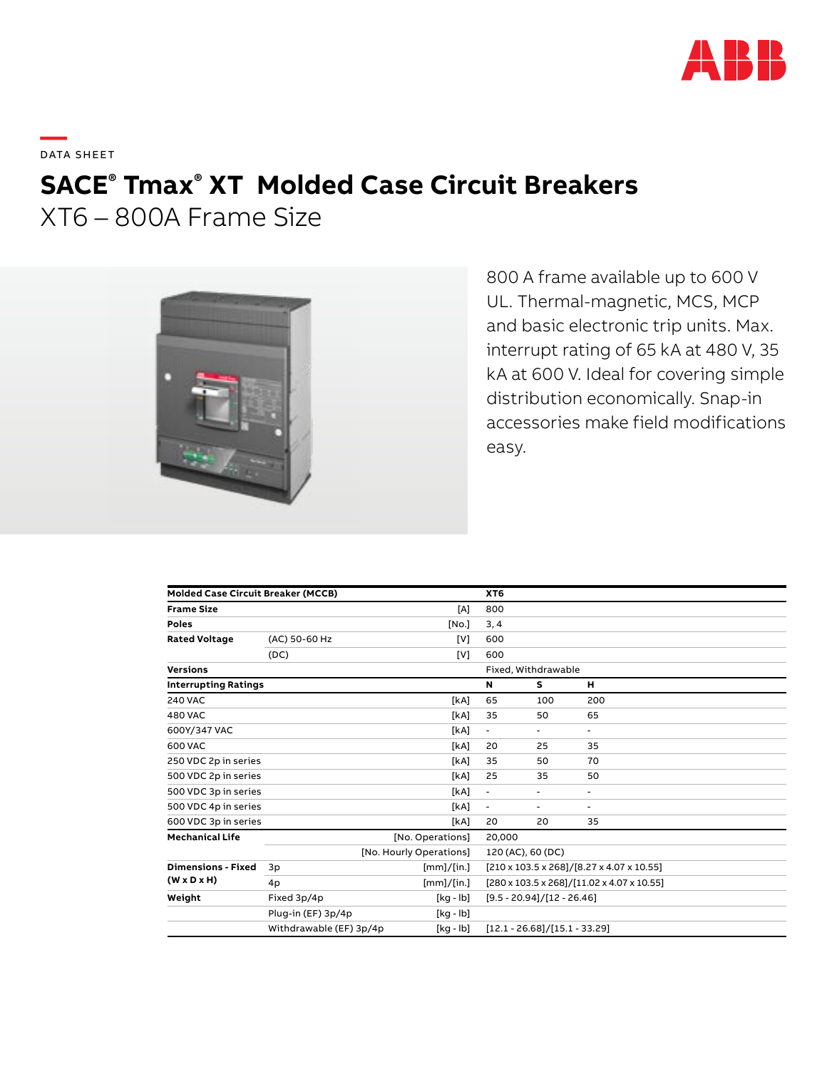DATA SHEET

# SACE® Tmax® XT Molded Case Circuit Breakers

## XT6 – 800A Frame Size

800 A frame available up to 600 V UL. Thermal-magnetic, MCS, MCP and basic electronic trip units. Max. interrupt rating of 65 kA at 480 V, 35 kA at 600 V. Ideal for covering simple distribution economically. Snap-in accessories make field modifications easy.

| Molded Case Circuit Breaker (MCCB) | | | XT6 | | |
|---|---|---|---|---|---|
| **Frame Size** | | [A] | 800 | | |
| **Poles** | | [No.] | 3, 4 | | |
| **Rated Voltage** | (AC) 50-60 Hz | [V] | 600 | | |
| | (DC) | [V] | 600 | | |
| **Versions** | | | Fixed, Withdrawable | | |
| **Interrupting Ratings** | | | **N** | **S** | **H** |
| 240 VAC | | [kA] | 65 | 100 | 200 |
| 480 VAC | | [kA] | 35 | 50 | 65 |
| 600Y/347 VAC | | [kA] | - | - | - |
| 600 VAC | | [kA] | 20 | 25 | 35 |
| 250 VDC 2p in series | | [kA] | 35 | 50 | 70 |
| 500 VDC 2p in series | | [kA] | 25 | 35 | 50 |
| 500 VDC 3p in series | | [kA] | - | - | - |
| 500 VDC 4p in series | | [kA] | - | - | - |
| 600 VDC 3p in series | | [kA] | 20 | 20 | 35 |
| **Mechanical Life** | | [No. Operations] | 20,000 | | |
| | | [No. Hourly Operations] | 120 (AC), 60 (DC) | | |
| **Dimensions - Fixed (W x D x H)** | 3p | [mm]/[in.] | [210 x 103.5 x 268]/[8.27 x 4.07 x 10.55] | | |
| | 4p | [mm]/[in.] | [280 x 103.5 x 268]/[11.02 x 4.07 x 10.55] | | |
| **Weight** | Fixed 3p/4p | [kg - lb] | [9.5 - 20.94]/[12 - 26.46] | | |
| | Plug-in (EF) 3p/4p | [kg - lb] | | | |
| | Withdrawable (EF) 3p/4p | [kg - lb] | [12.1 - 26.68]/[15.1 - 33.29] | | |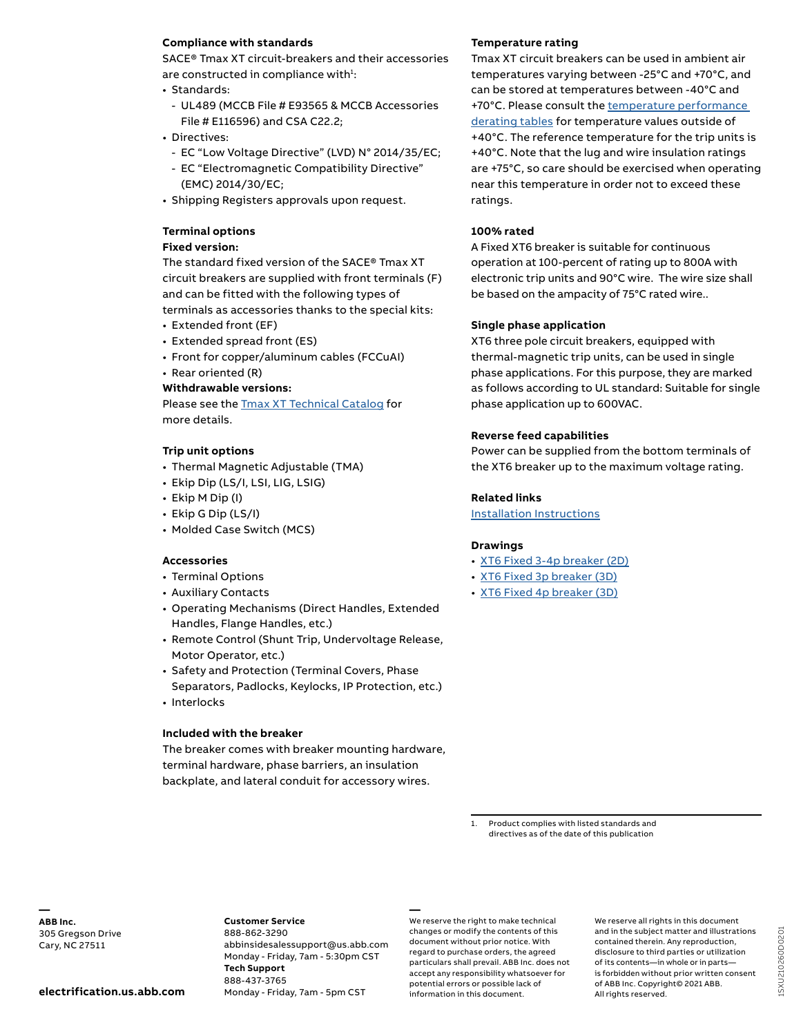### Compliance with standards

SACE® Tmax XT circuit-breakers and their accessories are constructed in compliance with[1]:

- Standards:
  - UL489 (MCCB File # E93565 & MCCB Accessories File # E116596) and CSA C22.2;
- Directives:
  - EC "Low Voltage Directive" (LVD) N° 2014/35/EC;
  - EC "Electromagnetic Compatibility Directive" (EMC) 2014/30/EC;
- Shipping Registers approvals upon request.

### Terminal options

**Fixed version:**

The standard fixed version of the SACE® Tmax XT circuit breakers are supplied with front terminals (F) and can be fitted with the following types of terminals as accessories thanks to the special kits:

- Extended front (EF)
- Extended spread front (ES)
- Front for copper/aluminum cables (FCCuAl)
- Rear oriented (R)

**Withdrawable versions:**

Please see the Tmax XT Technical Catalog for more details.

### Trip unit options

- Thermal Magnetic Adjustable (TMA)
- Ekip Dip (LS/I, LSI, LIG, LSIG)
- Ekip M Dip (I)
- Ekip G Dip (LS/I)
- Molded Case Switch (MCS)

### Accessories

- Terminal Options
- Auxiliary Contacts
- Operating Mechanisms (Direct Handles, Extended Handles, Flange Handles, etc.)
- Remote Control (Shunt Trip, Undervoltage Release, Motor Operator, etc.)
- Safety and Protection (Terminal Covers, Phase Separators, Padlocks, Keylocks, IP Protection, etc.)
- Interlocks

### Included with the breaker

The breaker comes with breaker mounting hardware, terminal hardware, phase barriers, an insulation backplate, and lateral conduit for accessory wires.

### Temperature rating

Tmax XT circuit breakers can be used in ambient air temperatures varying between -25°C and +70°C, and can be stored at temperatures between -40°C and +70°C. Please consult the temperature performance derating tables for temperature values outside of +40°C. The reference temperature for the trip units is +40°C. Note that the lug and wire insulation ratings are +75°C, so care should be exercised when operating near this temperature in order not to exceed these ratings.

### 100% rated

A Fixed XT6 breaker is suitable for continuous operation at 100-percent of rating up to 800A with electronic trip units and 90°C wire. The wire size shall be based on the ampacity of 75°C rated wire..

### Single phase application

XT6 three pole circuit breakers, equipped with thermal-magnetic trip units, can be used in single phase applications. For this purpose, they are marked as follows according to UL standard: Suitable for single phase application up to 600VAC.

### Reverse feed capabilities

Power can be supplied from the bottom terminals of the XT6 breaker up to the maximum voltage rating.

### Related links

Installation Instructions

### Drawings

- XT6 Fixed 3-4p breaker (2D)
- XT6 Fixed 3p breaker (3D)
- XT6 Fixed 4p breaker (3D)

1. Product complies with listed standards and directives as of the date of this publication

**ABB Inc.**
305 Gregson Drive
Cary, NC 27511

**electrification.us.abb.com**

**Customer Service**
888-862-3290
abbinsidesalessupport@us.abb.com
Monday - Friday, 7am - 5:30pm CST
**Tech Support**
888-437-3765
Monday - Friday, 7am - 5pm CST

We reserve the right to make technical changes or modify the contents of this document without prior notice. With regard to purchase orders, the agreed particulars shall prevail. ABB Inc. does not accept any responsibility whatsoever for potential errors or possible lack of information in this document.

We reserve all rights in this document and in the subject matter and illustrations contained therein. Any reproduction, disclosure to third parties or utilization of its contents—in whole or in parts—is forbidden without prior written consent of ABB Inc. Copyright© 2021 ABB. All rights reserved.

1SXU210260D0201